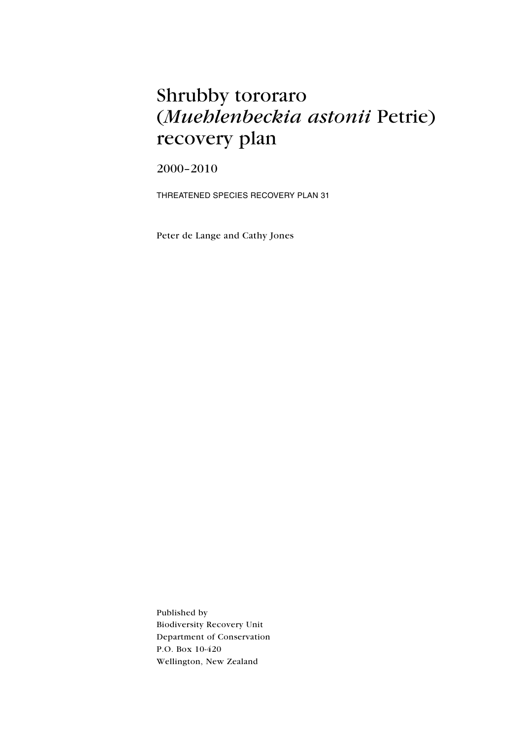# Shrubby tororaro (*Muehlenbeckia astonii* Petrie) recovery plan

2000–2010

THREATENED SPECIES RECOVERY PLAN 31

Peter de Lange and Cathy Jones

Published by
Biodiversity Recovery Unit
Department of Conservation
P.O. Box 10-420
Wellington, New Zealand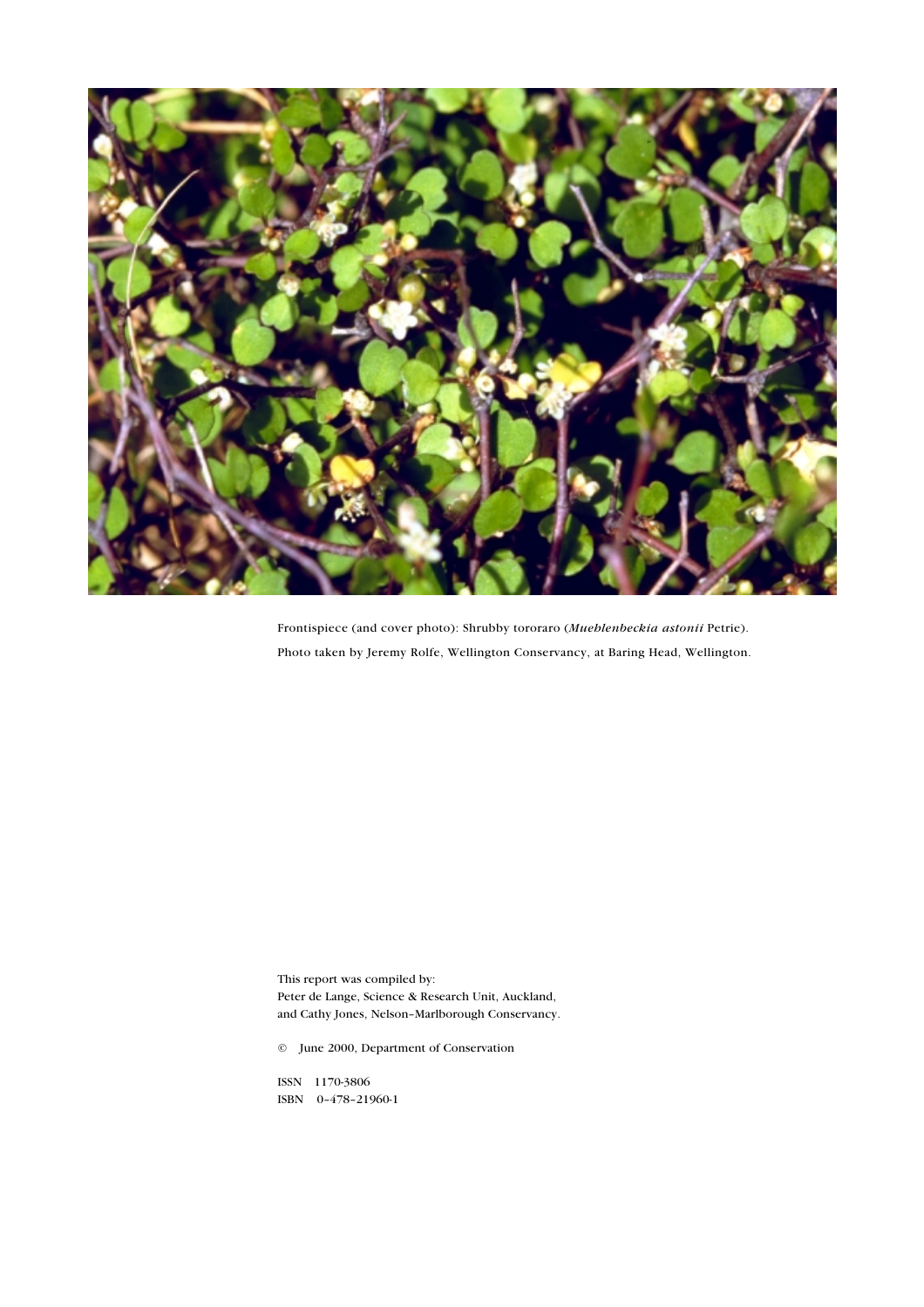Frontispiece (and cover photo): Shrubby tororaro (*Muehlenbeckia astonii* Petrie).
Photo taken by Jeremy Rolfe, Wellington Conservancy, at Baring Head, Wellington.

This report was compiled by:
Peter de Lange, Science & Research Unit, Auckland,
and Cathy Jones, Nelson–Marlborough Conservancy.

© June 2000, Department of Conservation

ISSN 1170-3806
ISBN 0–478–21960-1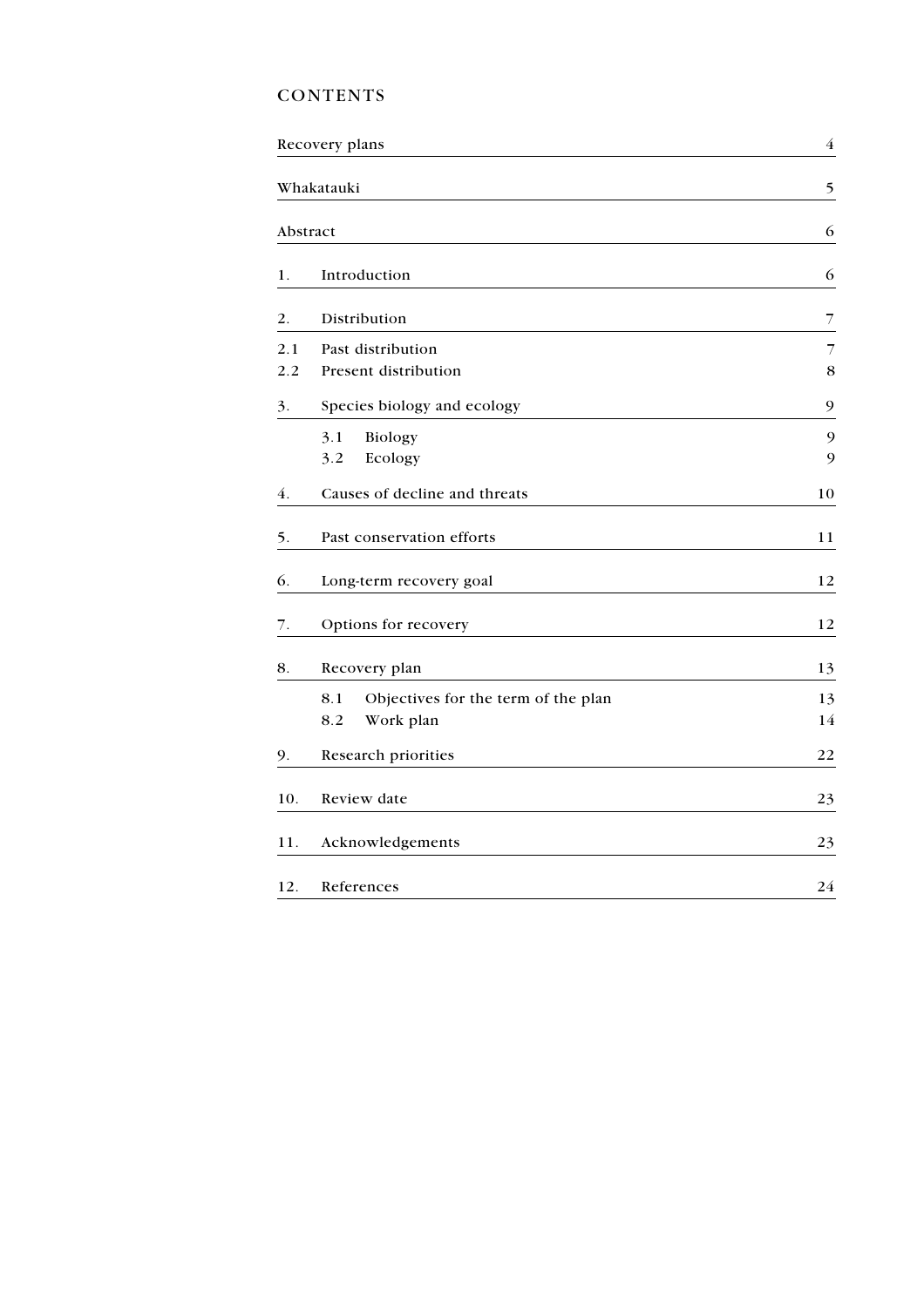# CONTENTS

| | | |
|---|---|---|
| Recovery plans | | 4 |
| Whakatauki | | 5 |
| Abstract | | 6 |
| 1. | Introduction | 6 |
| 2. | Distribution | 7 |
| 2.1 | Past distribution | 7 |
| 2.2 | Present distribution | 8 |
| 3. | Species biology and ecology | 9 |
| | 3.1 Biology | 9 |
| | 3.2 Ecology | 9 |
| 4. | Causes of decline and threats | 10 |
| 5. | Past conservation efforts | 11 |
| 6. | Long-term recovery goal | 12 |
| 7. | Options for recovery | 12 |
| 8. | Recovery plan | 13 |
| | 8.1 Objectives for the term of the plan | 13 |
| | 8.2 Work plan | 14 |
| 9. | Research priorities | 22 |
| 10. | Review date | 23 |
| 11. | Acknowledgements | 23 |
| 12. | References | 24 |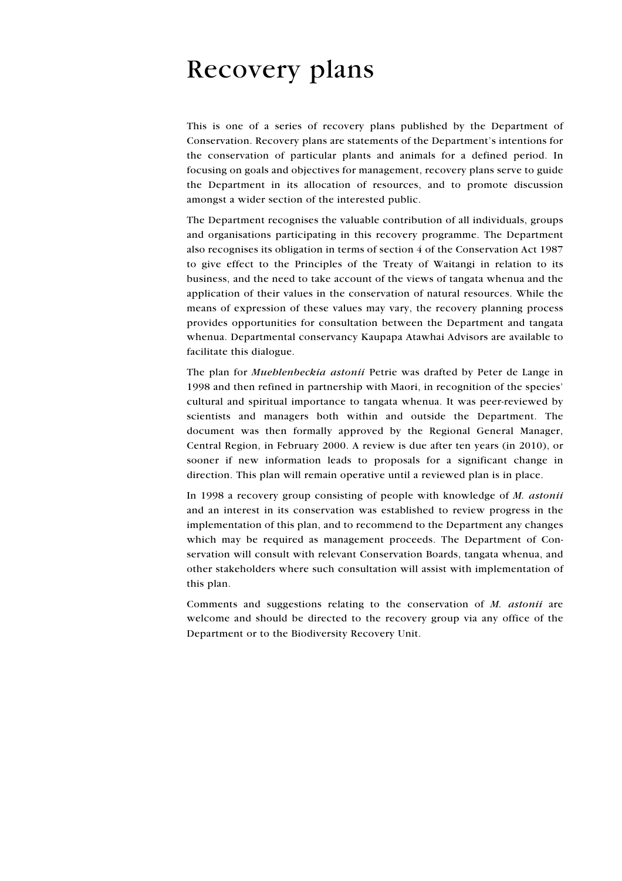# Recovery plans

This is one of a series of recovery plans published by the Department of Conservation. Recovery plans are statements of the Department's intentions for the conservation of particular plants and animals for a defined period. In focusing on goals and objectives for management, recovery plans serve to guide the Department in its allocation of resources, and to promote discussion amongst a wider section of the interested public.

The Department recognises the valuable contribution of all individuals, groups and organisations participating in this recovery programme. The Department also recognises its obligation in terms of section 4 of the Conservation Act 1987 to give effect to the Principles of the Treaty of Waitangi in relation to its business, and the need to take account of the views of tangata whenua and the application of their values in the conservation of natural resources. While the means of expression of these values may vary, the recovery planning process provides opportunities for consultation between the Department and tangata whenua. Departmental conservancy Kaupapa Atawhai Advisors are available to facilitate this dialogue.

The plan for ***Muehlenbeckia astonii*** Petrie was drafted by Peter de Lange in 1998 and then refined in partnership with Maori, in recognition of the species' cultural and spiritual importance to tangata whenua. It was peer-reviewed by scientists and managers both within and outside the Department. The document was then formally approved by the Regional General Manager, Central Region, in February 2000. A review is due after ten years (in 2010), or sooner if new information leads to proposals for a significant change in direction. This plan will remain operative until a reviewed plan is in place.

In 1998 a recovery group consisting of people with knowledge of *M. astonii* and an interest in its conservation was established to review progress in the implementation of this plan, and to recommend to the Department any changes which may be required as management proceeds. The Department of Conservation will consult with relevant Conservation Boards, tangata whenua, and other stakeholders where such consultation will assist with implementation of this plan.

Comments and suggestions relating to the conservation of *M. astonii* are welcome and should be directed to the recovery group via any office of the Department or to the Biodiversity Recovery Unit.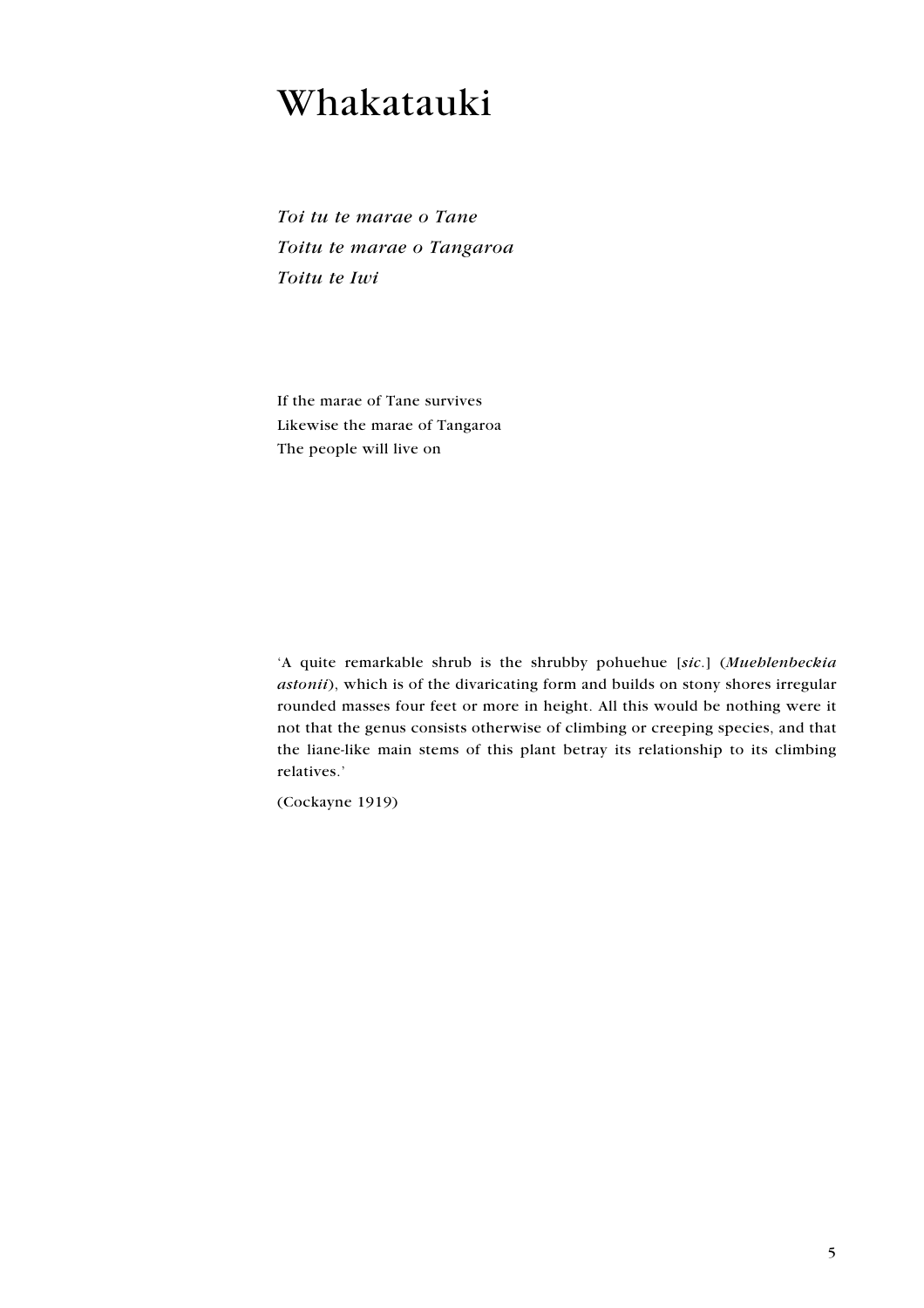# Whakatauki

*Toi tu te marae o Tane*
*Toitu te marae o Tangaroa*
*Toitu te Iwi*

If the marae of Tane survives
Likewise the marae of Tangaroa
The people will live on

'A quite remarkable shrub is the shrubby pohuehue [*sic*.] (*Muehlenbeckia astonii*), which is of the divaricating form and builds on stony shores irregular rounded masses four feet or more in height. All this would be nothing were it not that the genus consists otherwise of climbing or creeping species, and that the liane-like main stems of this plant betray its relationship to its climbing relatives.'

(Cockayne 1919)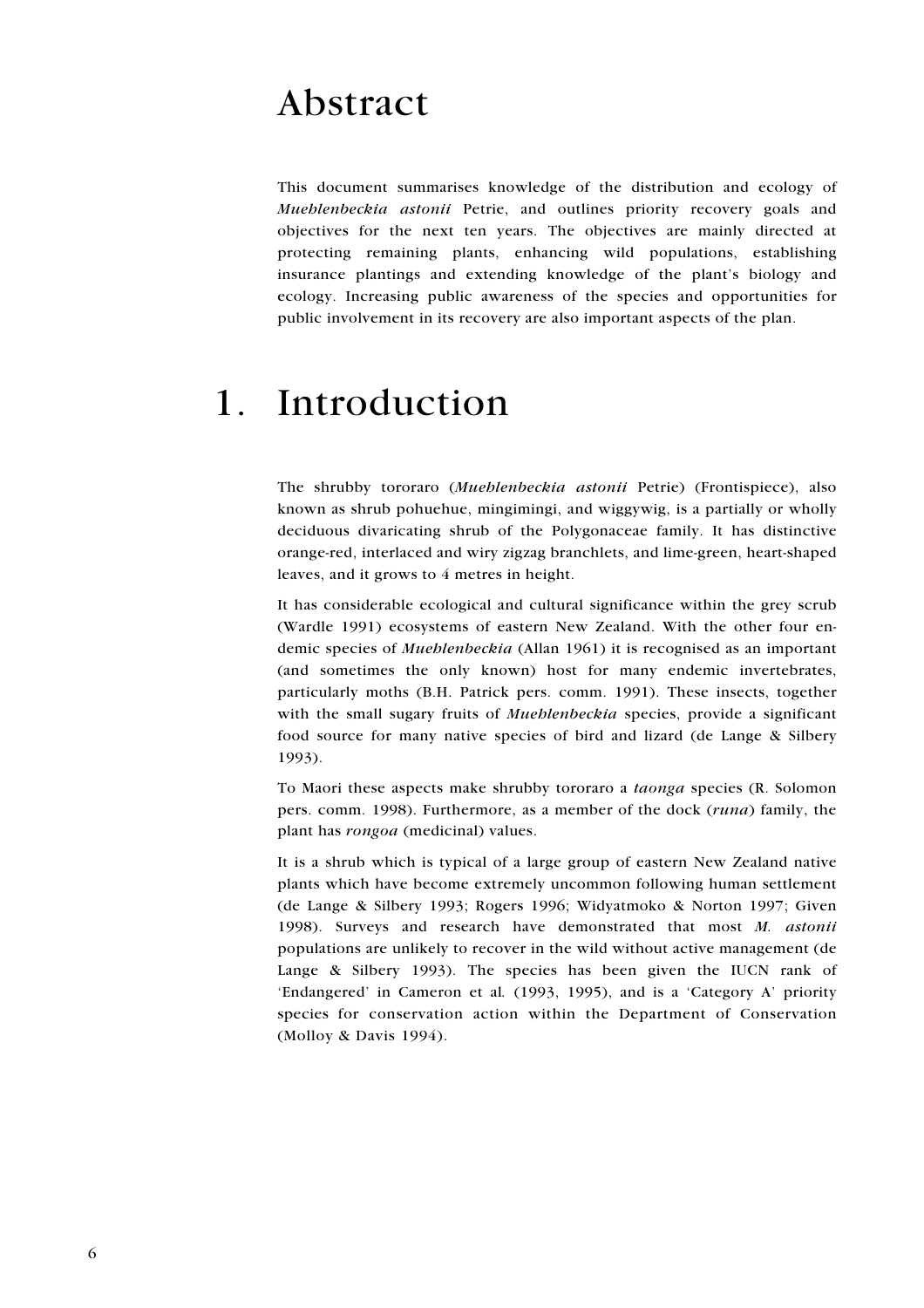# Abstract

This document summarises knowledge of the distribution and ecology of *Muehlenbeckia astonii* Petrie, and outlines priority recovery goals and objectives for the next ten years. The objectives are mainly directed at protecting remaining plants, enhancing wild populations, establishing insurance plantings and extending knowledge of the plant's biology and ecology. Increasing public awareness of the species and opportunities for public involvement in its recovery are also important aspects of the plan.

# 1. Introduction

The shrubby tororaro (*Muehlenbeckia astonii* Petrie) (Frontispiece), also known as shrub pohuehue, mingimingi, and wiggywig, is a partially or wholly deciduous divaricating shrub of the Polygonaceae family. It has distinctive orange-red, interlaced and wiry zigzag branchlets, and lime-green, heart-shaped leaves, and it grows to 4 metres in height.

It has considerable ecological and cultural significance within the grey scrub (Wardle 1991) ecosystems of eastern New Zealand. With the other four endemic species of *Muehlenbeckia* (Allan 1961) it is recognised as an important (and sometimes the only known) host for many endemic invertebrates, particularly moths (B.H. Patrick pers. comm. 1991). These insects, together with the small sugary fruits of *Muehlenbeckia* species, provide a significant food source for many native species of bird and lizard (de Lange & Silbery 1993).

To Maori these aspects make shrubby tororaro a *taonga* species (R. Solomon pers. comm. 1998). Furthermore, as a member of the dock (*runa*) family, the plant has *rongoa* (medicinal) values.

It is a shrub which is typical of a large group of eastern New Zealand native plants which have become extremely uncommon following human settlement (de Lange & Silbery 1993; Rogers 1996; Widyatmoko & Norton 1997; Given 1998). Surveys and research have demonstrated that most *M. astonii* populations are unlikely to recover in the wild without active management (de Lange & Silbery 1993). The species has been given the IUCN rank of 'Endangered' in Cameron et al. (1993, 1995), and is a 'Category A' priority species for conservation action within the Department of Conservation (Molloy & Davis 1994).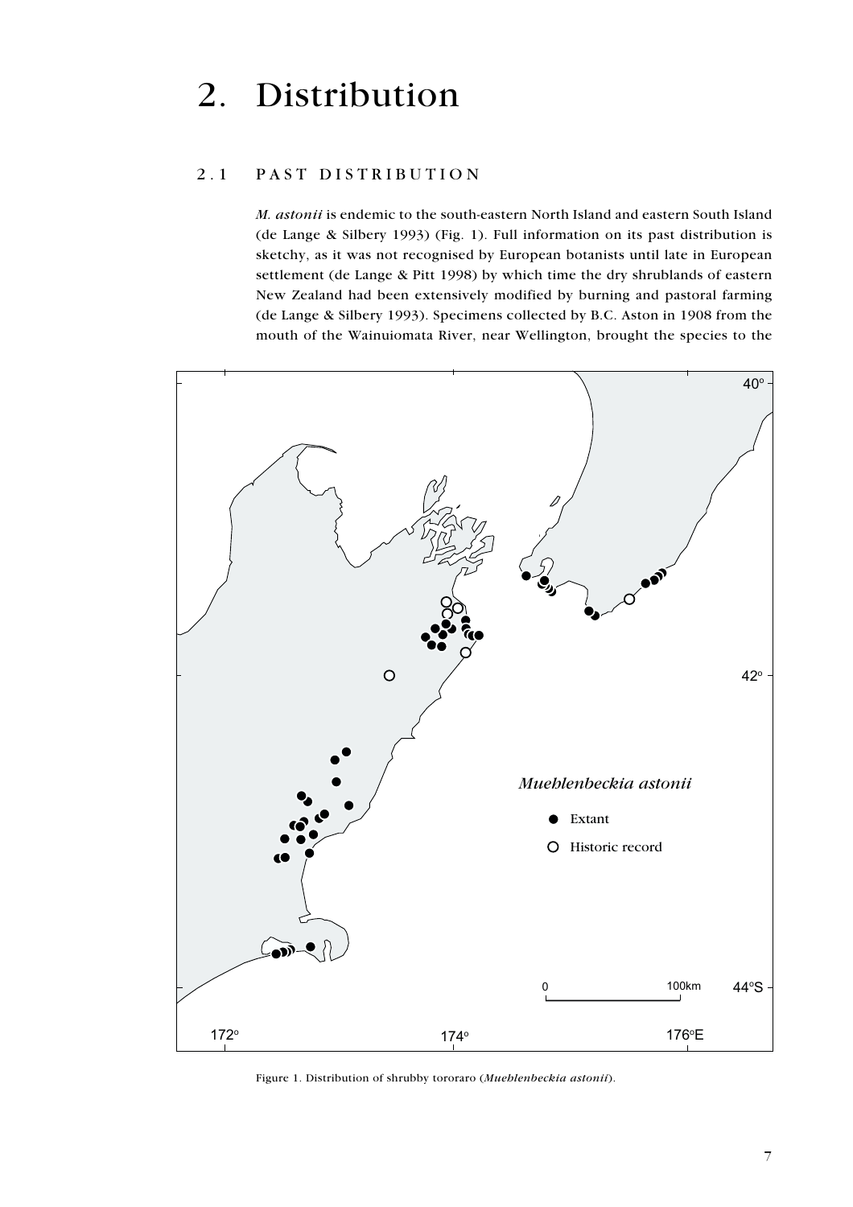# 2. Distribution

## 2.1 PAST DISTRIBUTION

*M. astonii* is endemic to the south-eastern North Island and eastern South Island (de Lange & Silbery 1993) (Fig. 1). Full information on its past distribution is sketchy, as it was not recognised by European botanists until late in European settlement (de Lange & Pitt 1998) by which time the dry shrublands of eastern New Zealand had been extensively modified by burning and pastoral farming (de Lange & Silbery 1993). Specimens collected by B.C. Aston in 1908 from the mouth of the Wainuiomata River, near Wellington, brought the species to the

Figure 1. Distribution of shrubby tororaro (*Muehlenbeckia astonii*).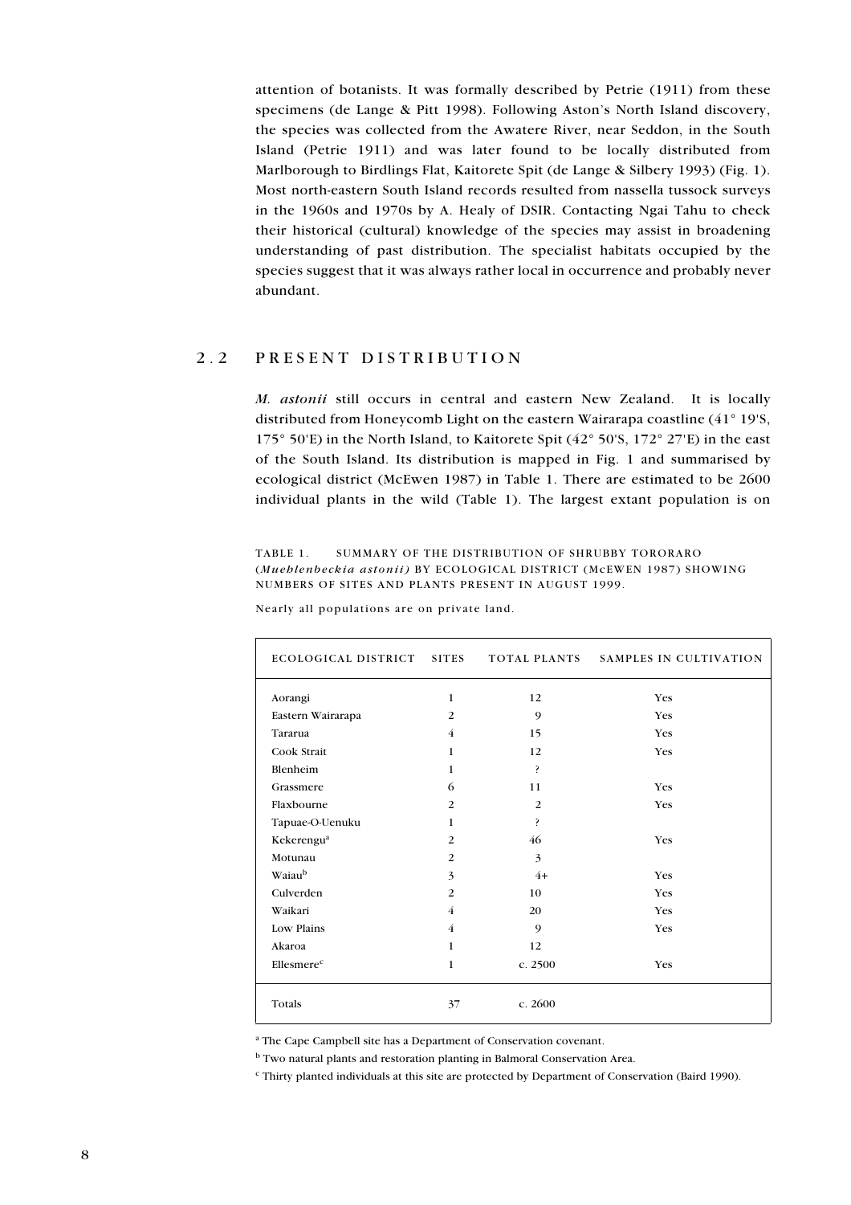attention of botanists. It was formally described by Petrie (1911) from these specimens (de Lange & Pitt 1998). Following Aston's North Island discovery, the species was collected from the Awatere River, near Seddon, in the South Island (Petrie 1911) and was later found to be locally distributed from Marlborough to Birdlings Flat, Kaitorete Spit (de Lange & Silbery 1993) (Fig. 1). Most north-eastern South Island records resulted from nassella tussock surveys in the 1960s and 1970s by A. Healy of DSIR. Contacting Ngai Tahu to check their historical (cultural) knowledge of the species may assist in broadening understanding of past distribution. The specialist habitats occupied by the species suggest that it was always rather local in occurrence and probably never abundant.

## 2.2 PRESENT DISTRIBUTION

*M. astonii* still occurs in central and eastern New Zealand. It is locally distributed from Honeycomb Light on the eastern Wairarapa coastline (41° 19'S, 175° 50'E) in the North Island, to Kaitorete Spit (42° 50'S, 172° 27'E) in the east of the South Island. Its distribution is mapped in Fig. 1 and summarised by ecological district (McEwen 1987) in Table 1. There are estimated to be 2600 individual plants in the wild (Table 1). The largest extant population is on

TABLE 1. SUMMARY OF THE DISTRIBUTION OF SHRUBBY TORORARO (*Muehlenbeckia astonii*) BY ECOLOGICAL DISTRICT (McEWEN 1987) SHOWING NUMBERS OF SITES AND PLANTS PRESENT IN AUGUST 1999.

Nearly all populations are on private land.

| ECOLOGICAL DISTRICT | SITES | TOTAL PLANTS | SAMPLES IN CULTIVATION |
|---|---|---|---|
| Aorangi | 1 | 12 | Yes |
| Eastern Wairarapa | 2 | 9 | Yes |
| Tararua | 4 | 15 | Yes |
| Cook Strait | 1 | 12 | Yes |
| Blenheim | 1 | ? | |
| Grassmere | 6 | 11 | Yes |
| Flaxbourne | 2 | 2 | Yes |
| Tapuae-O-Uenuku | 1 | ? | |
| Kekerengu[a] | 2 | 46 | Yes |
| Motunau | 2 | 3 | |
| Waiau[b] | 3 | 4+ | Yes |
| Culverden | 2 | 10 | Yes |
| Waikari | 4 | 20 | Yes |
| Low Plains | 4 | 9 | Yes |
| Akaroa | 1 | 12 | |
| Ellesmere[c] | 1 | c. 2500 | Yes |
| Totals | 37 | c. 2600 | |

[a] The Cape Campbell site has a Department of Conservation covenant.

[b] Two natural plants and restoration planting in Balmoral Conservation Area.

[c] Thirty planted individuals at this site are protected by Department of Conservation (Baird 1990).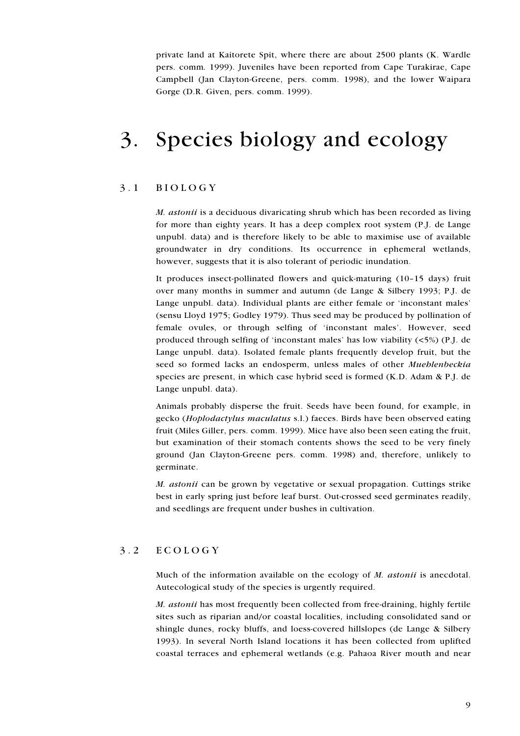private land at Kaitorete Spit, where there are about 2500 plants (K. Wardle pers. comm. 1999). Juveniles have been reported from Cape Turakirae, Cape Campbell (Jan Clayton-Greene, pers. comm. 1998), and the lower Waipara Gorge (D.R. Given, pers. comm. 1999).

# 3. Species biology and ecology

## 3.1 BIOLOGY

*M. astonii* is a deciduous divaricating shrub which has been recorded as living for more than eighty years. It has a deep complex root system (P.J. de Lange unpubl. data) and is therefore likely to be able to maximise use of available groundwater in dry conditions. Its occurrence in ephemeral wetlands, however, suggests that it is also tolerant of periodic inundation.

It produces insect-pollinated flowers and quick-maturing (10–15 days) fruit over many months in summer and autumn (de Lange & Silbery 1993; P.J. de Lange unpubl. data). Individual plants are either female or 'inconstant males' (sensu Lloyd 1975; Godley 1979). Thus seed may be produced by pollination of female ovules, or through selfing of 'inconstant males'. However, seed produced through selfing of 'inconstant males' has low viability (<5%) (P.J. de Lange unpubl. data). Isolated female plants frequently develop fruit, but the seed so formed lacks an endosperm, unless males of other *Muehlenbeckia* species are present, in which case hybrid seed is formed (K.D. Adam & P.J. de Lange unpubl. data).

Animals probably disperse the fruit. Seeds have been found, for example, in gecko (*Hoplodactylus maculatus* s.l.) faeces. Birds have been observed eating fruit (Miles Giller, pers. comm. 1999). Mice have also been seen eating the fruit, but examination of their stomach contents shows the seed to be very finely ground (Jan Clayton-Greene pers. comm. 1998) and, therefore, unlikely to germinate.

*M. astonii* can be grown by vegetative or sexual propagation. Cuttings strike best in early spring just before leaf burst. Out-crossed seed germinates readily, and seedlings are frequent under bushes in cultivation.

## 3.2 ECOLOGY

Much of the information available on the ecology of *M. astonii* is anecdotal. Autecological study of the species is urgently required.

*M. astonii* has most frequently been collected from free-draining, highly fertile sites such as riparian and/or coastal localities, including consolidated sand or shingle dunes, rocky bluffs, and loess-covered hillslopes (de Lange & Silbery 1993). In several North Island locations it has been collected from uplifted coastal terraces and ephemeral wetlands (e.g. Pahaoa River mouth and near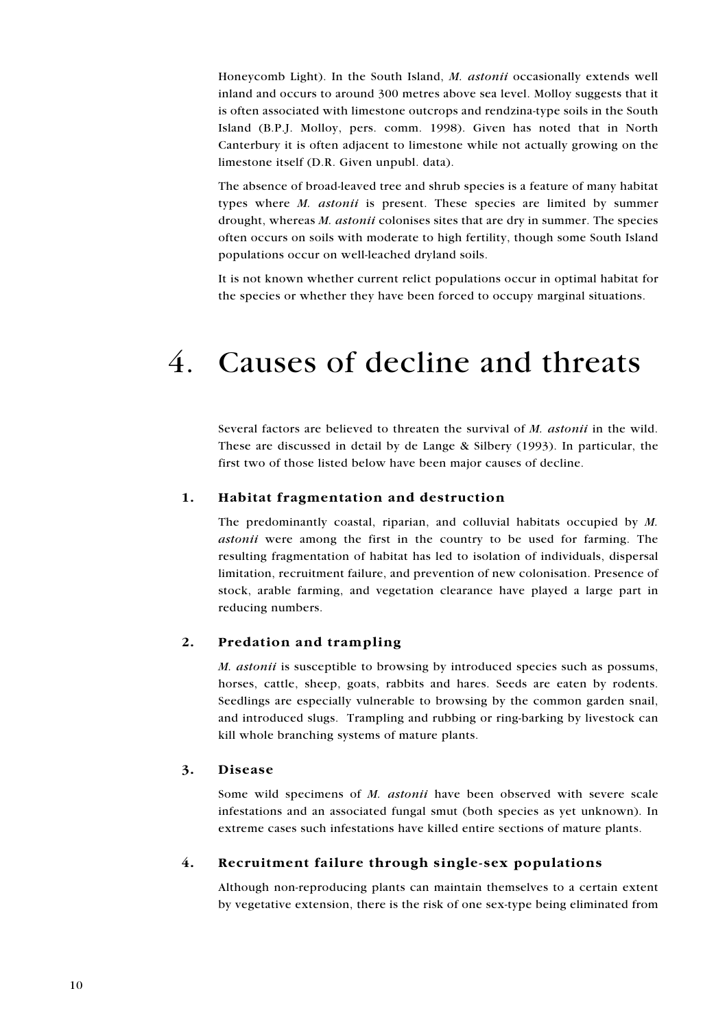Honeycomb Light). In the South Island, *M. astonii* occasionally extends well inland and occurs to around 300 metres above sea level. Molloy suggests that it is often associated with limestone outcrops and rendzina-type soils in the South Island (B.P.J. Molloy, pers. comm. 1998). Given has noted that in North Canterbury it is often adjacent to limestone while not actually growing on the limestone itself (D.R. Given unpubl. data).

The absence of broad-leaved tree and shrub species is a feature of many habitat types where *M. astonii* is present. These species are limited by summer drought, whereas *M. astonii* colonises sites that are dry in summer. The species often occurs on soils with moderate to high fertility, though some South Island populations occur on well-leached dryland soils.

It is not known whether current relict populations occur in optimal habitat for the species or whether they have been forced to occupy marginal situations.

# 4. Causes of decline and threats

Several factors are believed to threaten the survival of *M. astonii* in the wild. These are discussed in detail by de Lange & Silbery (1993). In particular, the first two of those listed below have been major causes of decline.

### 1. Habitat fragmentation and destruction

The predominantly coastal, riparian, and colluvial habitats occupied by *M. astonii* were among the first in the country to be used for farming. The resulting fragmentation of habitat has led to isolation of individuals, dispersal limitation, recruitment failure, and prevention of new colonisation. Presence of stock, arable farming, and vegetation clearance have played a large part in reducing numbers.

### 2. Predation and trampling

*M. astonii* is susceptible to browsing by introduced species such as possums, horses, cattle, sheep, goats, rabbits and hares. Seeds are eaten by rodents. Seedlings are especially vulnerable to browsing by the common garden snail, and introduced slugs. Trampling and rubbing or ring-barking by livestock can kill whole branching systems of mature plants.

### 3. Disease

Some wild specimens of *M. astonii* have been observed with severe scale infestations and an associated fungal smut (both species as yet unknown). In extreme cases such infestations have killed entire sections of mature plants.

### 4. Recruitment failure through single-sex populations

Although non-reproducing plants can maintain themselves to a certain extent by vegetative extension, there is the risk of one sex-type being eliminated from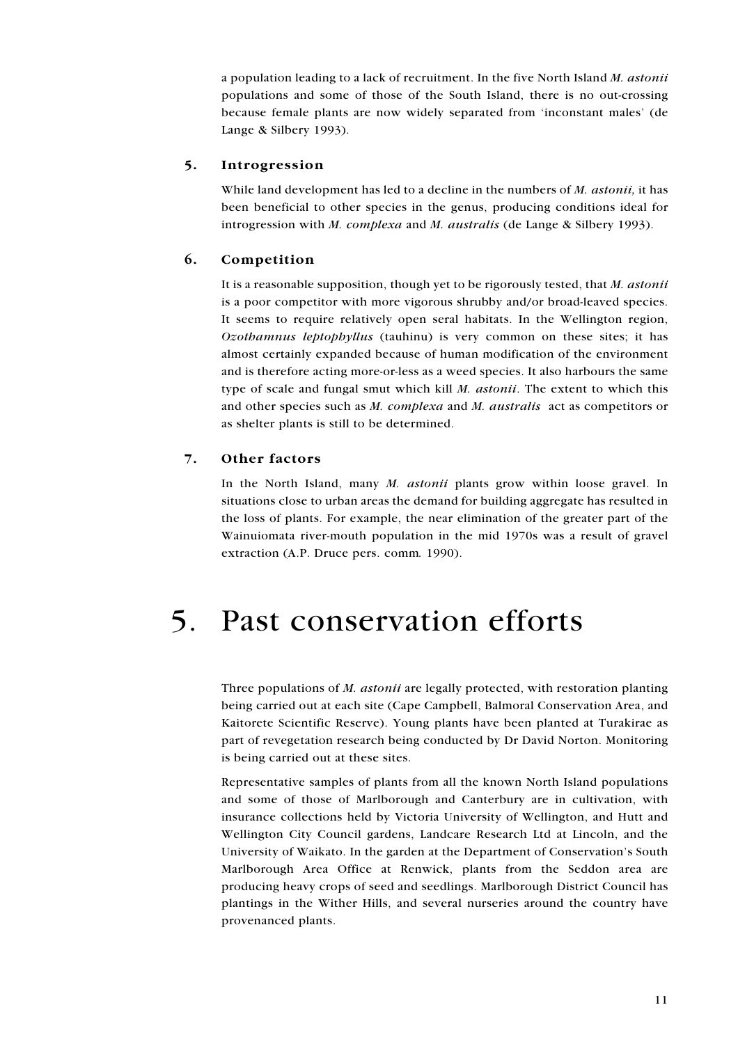a population leading to a lack of recruitment. In the five North Island *M. astonii* populations and some of those of the South Island, there is no out-crossing because female plants are now widely separated from 'inconstant males' (de Lange & Silbery 1993).

### 5. Introgression

While land development has led to a decline in the numbers of *M. astonii,* it has been beneficial to other species in the genus, producing conditions ideal for introgression with *M. complexa* and *M. australis* (de Lange & Silbery 1993).

### 6. Competition

It is a reasonable supposition, though yet to be rigorously tested, that *M. astonii* is a poor competitor with more vigorous shrubby and/or broad-leaved species. It seems to require relatively open seral habitats. In the Wellington region, *Ozothamnus leptophyllus* (tauhinu) is very common on these sites; it has almost certainly expanded because of human modification of the environment and is therefore acting more-or-less as a weed species. It also harbours the same type of scale and fungal smut which kill *M. astonii*. The extent to which this and other species such as *M. complexa* and *M. australis* act as competitors or as shelter plants is still to be determined.

### 7. Other factors

In the North Island, many *M. astonii* plants grow within loose gravel. In situations close to urban areas the demand for building aggregate has resulted in the loss of plants. For example, the near elimination of the greater part of the Wainuiomata river-mouth population in the mid 1970s was a result of gravel extraction (A.P. Druce pers. comm. 1990).

# 5. Past conservation efforts

Three populations of *M. astonii* are legally protected, with restoration planting being carried out at each site (Cape Campbell, Balmoral Conservation Area, and Kaitorete Scientific Reserve). Young plants have been planted at Turakirae as part of revegetation research being conducted by Dr David Norton. Monitoring is being carried out at these sites.

Representative samples of plants from all the known North Island populations and some of those of Marlborough and Canterbury are in cultivation, with insurance collections held by Victoria University of Wellington, and Hutt and Wellington City Council gardens, Landcare Research Ltd at Lincoln, and the University of Waikato. In the garden at the Department of Conservation's South Marlborough Area Office at Renwick, plants from the Seddon area are producing heavy crops of seed and seedlings. Marlborough District Council has plantings in the Wither Hills, and several nurseries around the country have provenanced plants.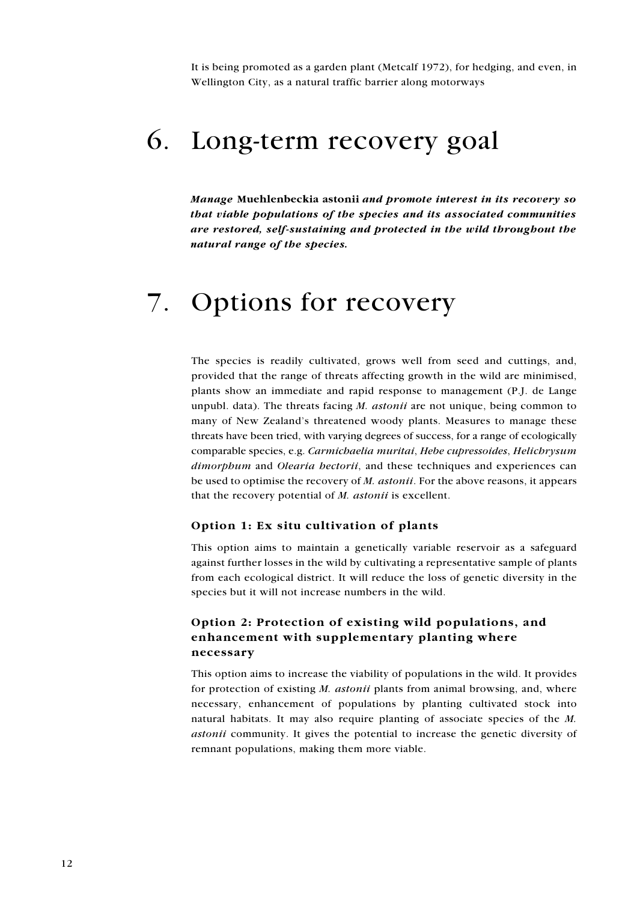It is being promoted as a garden plant (Metcalf 1972), for hedging, and even, in Wellington City, as a natural traffic barrier along motorways

# 6. Long-term recovery goal

***Manage* Muehlenbeckia astonii *and promote interest in its recovery so that viable populations of the species and its associated communities are restored, self-sustaining and protected in the wild throughout the natural range of the species.***

# 7. Options for recovery

The species is readily cultivated, grows well from seed and cuttings, and, provided that the range of threats affecting growth in the wild are minimised, plants show an immediate and rapid response to management (P.J. de Lange unpubl. data). The threats facing *M. astonii* are not unique, being common to many of New Zealand's threatened woody plants. Measures to manage these threats have been tried, with varying degrees of success, for a range of ecologically comparable species, e.g. *Carmichaelia muritai*, *Hebe cupressoides*, *Helichrysum dimorphum* and *Olearia hectorii*, and these techniques and experiences can be used to optimise the recovery of *M. astonii*. For the above reasons, it appears that the recovery potential of *M. astonii* is excellent.

### Option 1: Ex situ cultivation of plants

This option aims to maintain a genetically variable reservoir as a safeguard against further losses in the wild by cultivating a representative sample of plants from each ecological district. It will reduce the loss of genetic diversity in the species but it will not increase numbers in the wild.

### Option 2: Protection of existing wild populations, and enhancement with supplementary planting where necessary

This option aims to increase the viability of populations in the wild. It provides for protection of existing *M. astonii* plants from animal browsing, and, where necessary, enhancement of populations by planting cultivated stock into natural habitats. It may also require planting of associate species of the *M. astonii* community. It gives the potential to increase the genetic diversity of remnant populations, making them more viable.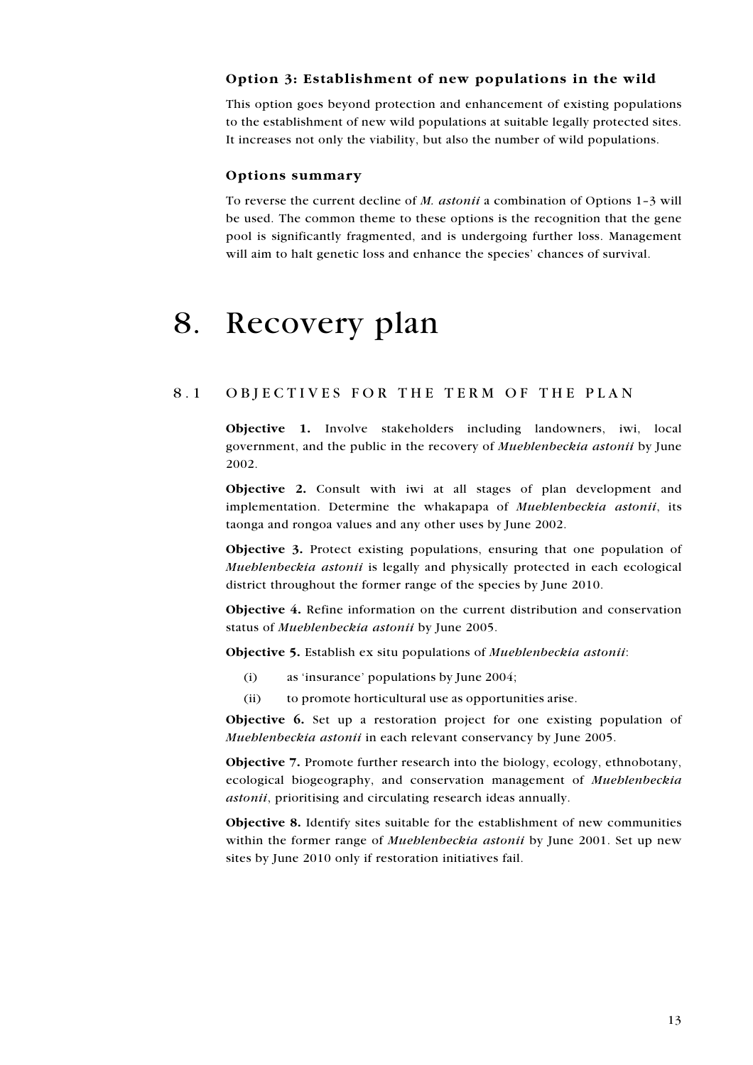### Option 3: Establishment of new populations in the wild

This option goes beyond protection and enhancement of existing populations to the establishment of new wild populations at suitable legally protected sites. It increases not only the viability, but also the number of wild populations.

### Options summary

To reverse the current decline of *M. astonii* a combination of Options 1–3 will be used. The common theme to these options is the recognition that the gene pool is significantly fragmented, and is undergoing further loss. Management will aim to halt genetic loss and enhance the species' chances of survival.

# 8. Recovery plan

## 8.1 OBJECTIVES FOR THE TERM OF THE PLAN

**Objective 1.** Involve stakeholders including landowners, iwi, local government, and the public in the recovery of *Muehlenbeckia astonii* by June 2002.

**Objective 2.** Consult with iwi at all stages of plan development and implementation. Determine the whakapapa of *Muehlenbeckia astonii*, its taonga and rongoa values and any other uses by June 2002.

**Objective 3.** Protect existing populations, ensuring that one population of *Muehlenbeckia astonii* is legally and physically protected in each ecological district throughout the former range of the species by June 2010.

**Objective 4.** Refine information on the current distribution and conservation status of *Muehlenbeckia astonii* by June 2005.

**Objective 5.** Establish ex situ populations of *Muehlenbeckia astonii*:

(i) as 'insurance' populations by June 2004;

(ii) to promote horticultural use as opportunities arise.

**Objective 6.** Set up a restoration project for one existing population of *Muehlenbeckia astonii* in each relevant conservancy by June 2005.

**Objective 7.** Promote further research into the biology, ecology, ethnobotany, ecological biogeography, and conservation management of *Muehlenbeckia astonii*, prioritising and circulating research ideas annually.

**Objective 8.** Identify sites suitable for the establishment of new communities within the former range of *Muehlenbeckia astonii* by June 2001. Set up new sites by June 2010 only if restoration initiatives fail.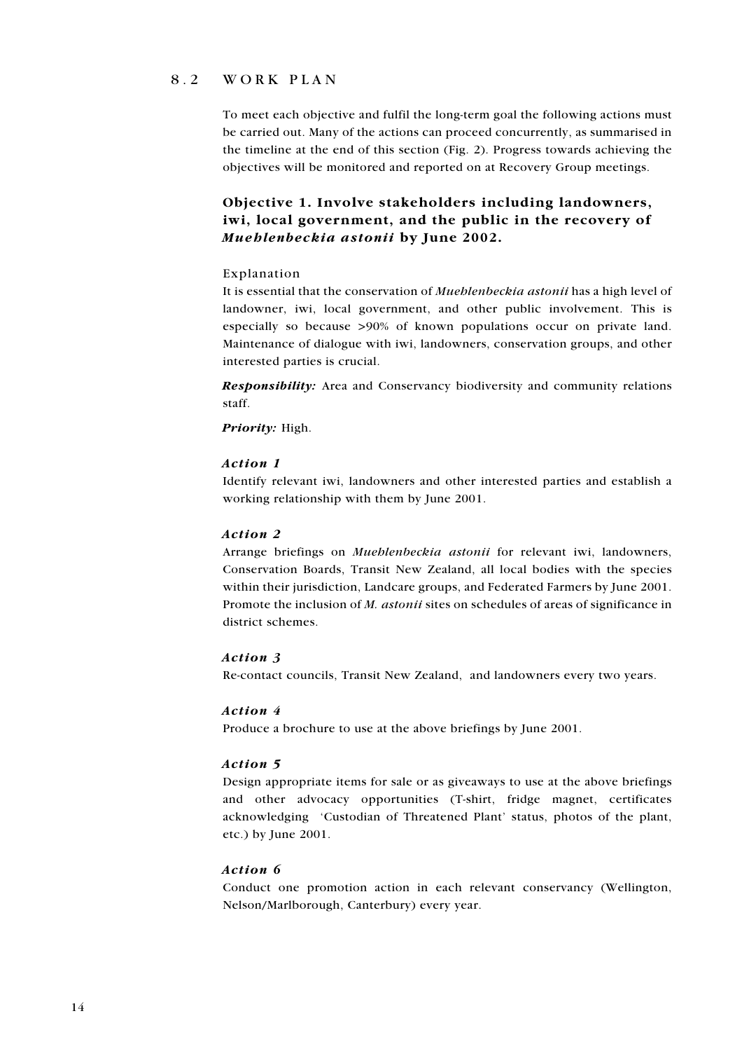## 8.2 WORK PLAN

To meet each objective and fulfil the long-term goal the following actions must be carried out. Many of the actions can proceed concurrently, as summarised in the timeline at the end of this section (Fig. 2). Progress towards achieving the objectives will be monitored and reported on at Recovery Group meetings.

### Objective 1. Involve stakeholders including landowners, iwi, local government, and the public in the recovery of *Muehlenbeckia astonii* by June 2002.

Explanation

It is essential that the conservation of *Muehlenbeckia astonii* has a high level of landowner, iwi, local government, and other public involvement. This is especially so because >90% of known populations occur on private land. Maintenance of dialogue with iwi, landowners, conservation groups, and other interested parties is crucial.

***Responsibility:*** Area and Conservancy biodiversity and community relations staff.

***Priority:*** High.

***Action 1***

Identify relevant iwi, landowners and other interested parties and establish a working relationship with them by June 2001.

***Action 2***

Arrange briefings on *Muehlenbeckia astonii* for relevant iwi, landowners, Conservation Boards, Transit New Zealand, all local bodies with the species within their jurisdiction, Landcare groups, and Federated Farmers by June 2001. Promote the inclusion of *M. astonii* sites on schedules of areas of significance in district schemes.

***Action 3***

Re-contact councils, Transit New Zealand, and landowners every two years.

***Action 4***

Produce a brochure to use at the above briefings by June 2001.

***Action 5***

Design appropriate items for sale or as giveaways to use at the above briefings and other advocacy opportunities (T-shirt, fridge magnet, certificates acknowledging 'Custodian of Threatened Plant' status, photos of the plant, etc.) by June 2001.

***Action 6***

Conduct one promotion action in each relevant conservancy (Wellington, Nelson/Marlborough, Canterbury) every year.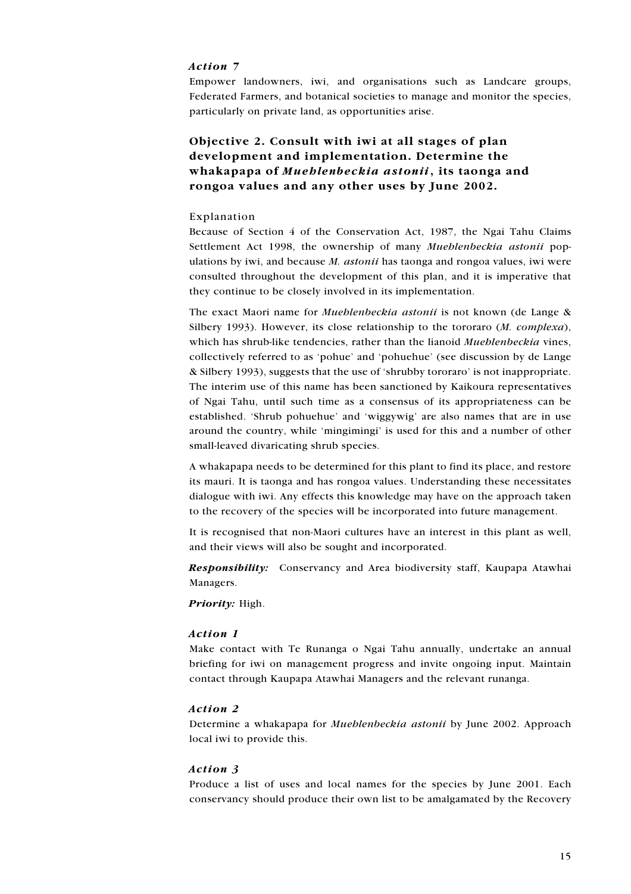### *Action 7*

Empower landowners, iwi, and organisations such as Landcare groups, Federated Farmers, and botanical societies to manage and monitor the species, particularly on private land, as opportunities arise.

## Objective 2. Consult with iwi at all stages of plan development and implementation. Determine the whakapapa of *Muehlenbeckia astonii*, its taonga and rongoa values and any other uses by June 2002.

Explanation

Because of Section 4 of the Conservation Act, 1987, the Ngai Tahu Claims Settlement Act 1998, the ownership of many *Muehlenbeckia astonii* populations by iwi, and because *M. astonii* has taonga and rongoa values, iwi were consulted throughout the development of this plan, and it is imperative that they continue to be closely involved in its implementation.

The exact Maori name for *Muehlenbeckia astonii* is not known (de Lange & Silbery 1993). However, its close relationship to the tororaro (*M. complexa*), which has shrub-like tendencies, rather than the lianoid *Muehlenbeckia* vines, collectively referred to as 'pohue' and 'pohuehue' (see discussion by de Lange & Silbery 1993), suggests that the use of 'shrubby tororaro' is not inappropriate. The interim use of this name has been sanctioned by Kaikoura representatives of Ngai Tahu, until such time as a consensus of its appropriateness can be established. 'Shrub pohuehue' and 'wiggywig' are also names that are in use around the country, while 'mingimingi' is used for this and a number of other small-leaved divaricating shrub species.

A whakapapa needs to be determined for this plant to find its place, and restore its mauri. It is taonga and has rongoa values. Understanding these necessitates dialogue with iwi. Any effects this knowledge may have on the approach taken to the recovery of the species will be incorporated into future management.

It is recognised that non-Maori cultures have an interest in this plant as well, and their views will also be sought and incorporated.

***Responsibility:*** Conservancy and Area biodiversity staff, Kaupapa Atawhai Managers.

***Priority:*** High.

### *Action 1*

Make contact with Te Runanga o Ngai Tahu annually, undertake an annual briefing for iwi on management progress and invite ongoing input. Maintain contact through Kaupapa Atawhai Managers and the relevant runanga.

### *Action 2*

Determine a whakapapa for *Muehlenbeckia astonii* by June 2002. Approach local iwi to provide this.

### *Action 3*

Produce a list of uses and local names for the species by June 2001. Each conservancy should produce their own list to be amalgamated by the Recovery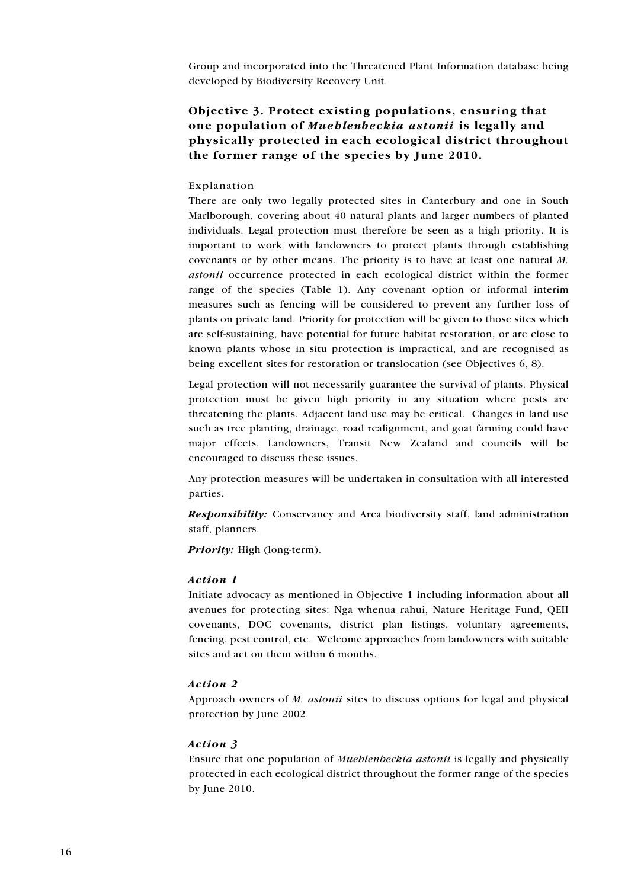Group and incorporated into the Threatened Plant Information database being developed by Biodiversity Recovery Unit.

## Objective 3. Protect existing populations, ensuring that one population of *Muehlenbeckia astonii* is legally and physically protected in each ecological district throughout the former range of the species by June 2010.

### Explanation

There are only two legally protected sites in Canterbury and one in South Marlborough, covering about 40 natural plants and larger numbers of planted individuals. Legal protection must therefore be seen as a high priority. It is important to work with landowners to protect plants through establishing covenants or by other means. The priority is to have at least one natural *M. astonii* occurrence protected in each ecological district within the former range of the species (Table 1). Any covenant option or informal interim measures such as fencing will be considered to prevent any further loss of plants on private land. Priority for protection will be given to those sites which are self-sustaining, have potential for future habitat restoration, or are close to known plants whose in situ protection is impractical, and are recognised as being excellent sites for restoration or translocation (see Objectives 6, 8).

Legal protection will not necessarily guarantee the survival of plants. Physical protection must be given high priority in any situation where pests are threatening the plants. Adjacent land use may be critical. Changes in land use such as tree planting, drainage, road realignment, and goat farming could have major effects. Landowners, Transit New Zealand and councils will be encouraged to discuss these issues.

Any protection measures will be undertaken in consultation with all interested parties.

***Responsibility:*** Conservancy and Area biodiversity staff, land administration staff, planners.

***Priority:*** High (long-term).

### *Action 1*

Initiate advocacy as mentioned in Objective 1 including information about all avenues for protecting sites: Nga whenua rahui, Nature Heritage Fund, QEII covenants, DOC covenants, district plan listings, voluntary agreements, fencing, pest control, etc. Welcome approaches from landowners with suitable sites and act on them within 6 months.

### *Action 2*

Approach owners of *M. astonii* sites to discuss options for legal and physical protection by June 2002.

### *Action 3*

Ensure that one population of *Muehlenbeckia astonii* is legally and physically protected in each ecological district throughout the former range of the species by June 2010.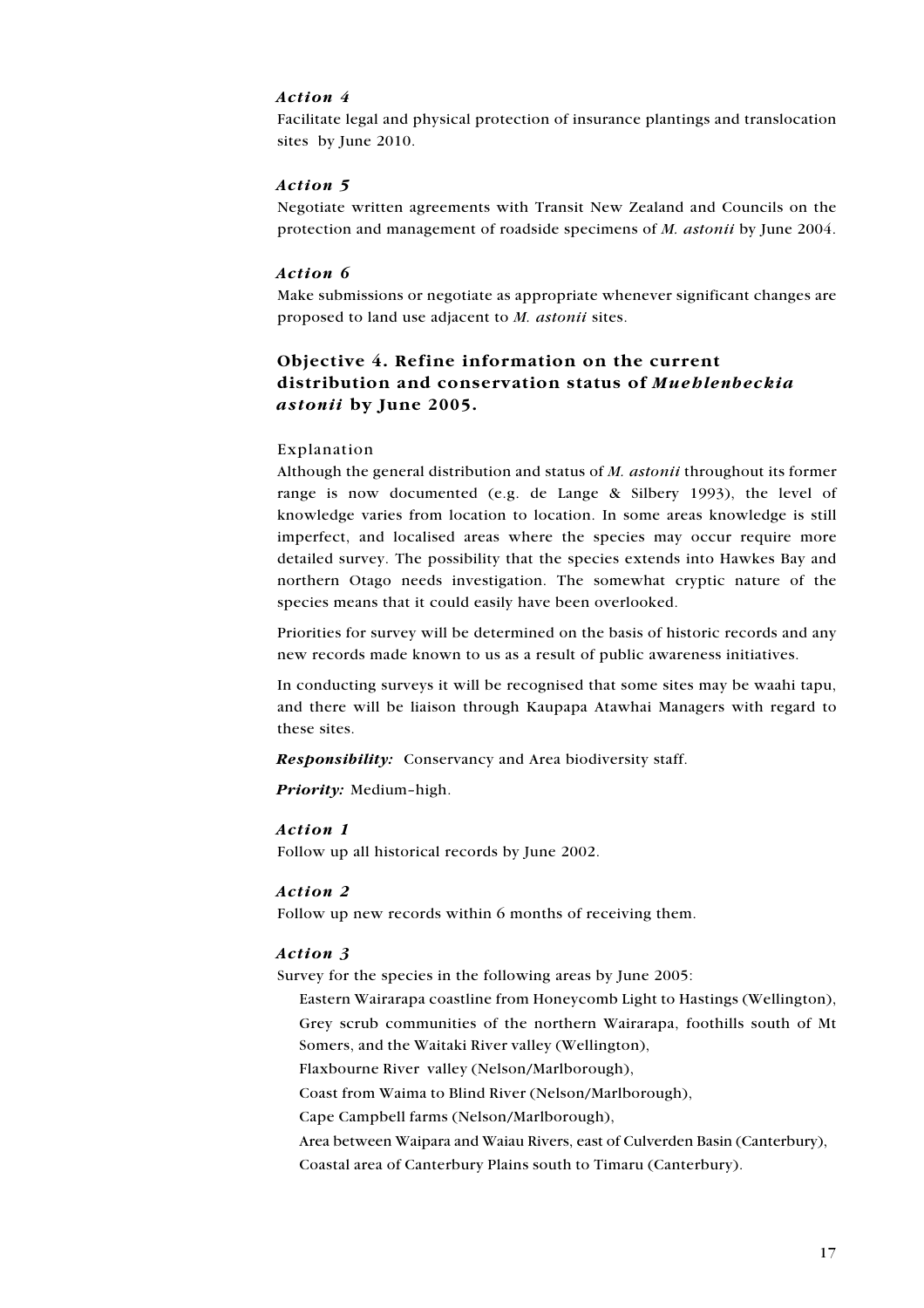#### *Action 4*

Facilitate legal and physical protection of insurance plantings and translocation sites by June 2010.

#### *Action 5*

Negotiate written agreements with Transit New Zealand and Councils on the protection and management of roadside specimens of *M. astonii* by June 2004.

#### *Action 6*

Make submissions or negotiate as appropriate whenever significant changes are proposed to land use adjacent to *M. astonii* sites.

### Objective 4. Refine information on the current distribution and conservation status of *Muehlenbeckia astonii* by June 2005.

Explanation

Although the general distribution and status of *M. astonii* throughout its former range is now documented (e.g. de Lange & Silbery 1993), the level of knowledge varies from location to location. In some areas knowledge is still imperfect, and localised areas where the species may occur require more detailed survey. The possibility that the species extends into Hawkes Bay and northern Otago needs investigation. The somewhat cryptic nature of the species means that it could easily have been overlooked.

Priorities for survey will be determined on the basis of historic records and any new records made known to us as a result of public awareness initiatives.

In conducting surveys it will be recognised that some sites may be waahi tapu, and there will be liaison through Kaupapa Atawhai Managers with regard to these sites.

***Responsibility:*** Conservancy and Area biodiversity staff.

***Priority:*** Medium–high.

#### *Action 1*

Follow up all historical records by June 2002.

#### *Action 2*

Follow up new records within 6 months of receiving them.

#### *Action 3*

Survey for the species in the following areas by June 2005:

- Eastern Wairarapa coastline from Honeycomb Light to Hastings (Wellington),
- Grey scrub communities of the northern Wairarapa, foothills south of Mt Somers, and the Waitaki River valley (Wellington),
- Flaxbourne River valley (Nelson/Marlborough),
- Coast from Waima to Blind River (Nelson/Marlborough),
- Cape Campbell farms (Nelson/Marlborough),
- Area between Waipara and Waiau Rivers, east of Culverden Basin (Canterbury),
- Coastal area of Canterbury Plains south to Timaru (Canterbury).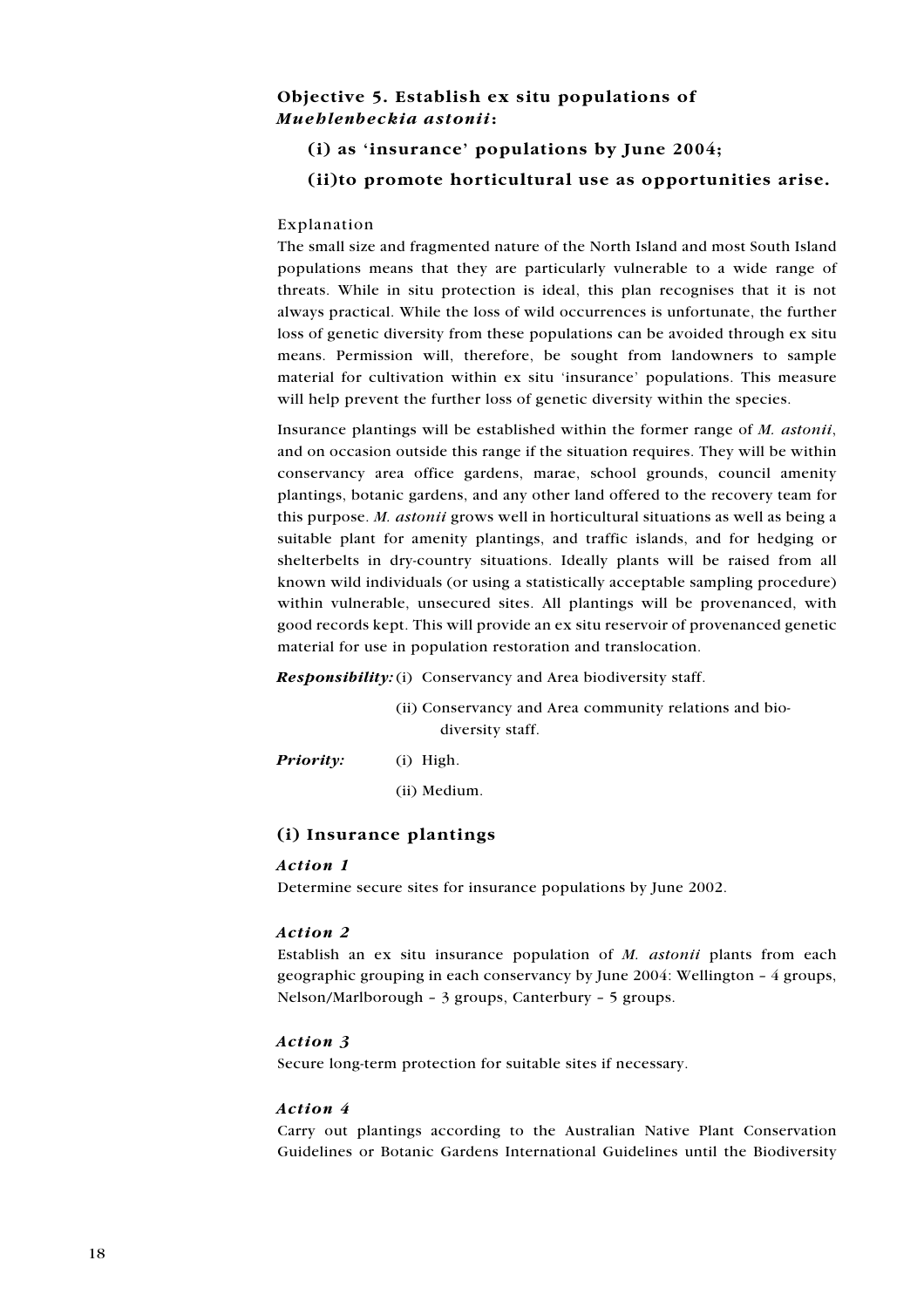## Objective 5. Establish ex situ populations of *Muehlenbeckia astonii*:

### (i) as 'insurance' populations by June 2004;

### (ii)to promote horticultural use as opportunities arise.

Explanation

The small size and fragmented nature of the North Island and most South Island populations means that they are particularly vulnerable to a wide range of threats. While in situ protection is ideal, this plan recognises that it is not always practical. While the loss of wild occurrences is unfortunate, the further loss of genetic diversity from these populations can be avoided through ex situ means. Permission will, therefore, be sought from landowners to sample material for cultivation within ex situ 'insurance' populations. This measure will help prevent the further loss of genetic diversity within the species.

Insurance plantings will be established within the former range of *M. astonii*, and on occasion outside this range if the situation requires. They will be within conservancy area office gardens, marae, school grounds, council amenity plantings, botanic gardens, and any other land offered to the recovery team for this purpose. *M. astonii* grows well in horticultural situations as well as being a suitable plant for amenity plantings, and traffic islands, and for hedging or shelterbelts in dry-country situations. Ideally plants will be raised from all known wild individuals (or using a statistically acceptable sampling procedure) within vulnerable, unsecured sites. All plantings will be provenanced, with good records kept. This will provide an ex situ reservoir of provenanced genetic material for use in population restoration and translocation.

***Responsibility:*** (i) Conservancy and Area biodiversity staff.

(ii) Conservancy and Area community relations and biodiversity staff.

***Priority:*** (i) High.

(ii) Medium.

### (i) Insurance plantings

#### *Action 1*

Determine secure sites for insurance populations by June 2002.

#### *Action 2*

Establish an ex situ insurance population of *M. astonii* plants from each geographic grouping in each conservancy by June 2004: Wellington – 4 groups, Nelson/Marlborough – 3 groups, Canterbury – 5 groups.

#### *Action 3*

Secure long-term protection for suitable sites if necessary.

#### *Action 4*

Carry out plantings according to the Australian Native Plant Conservation Guidelines or Botanic Gardens International Guidelines until the Biodiversity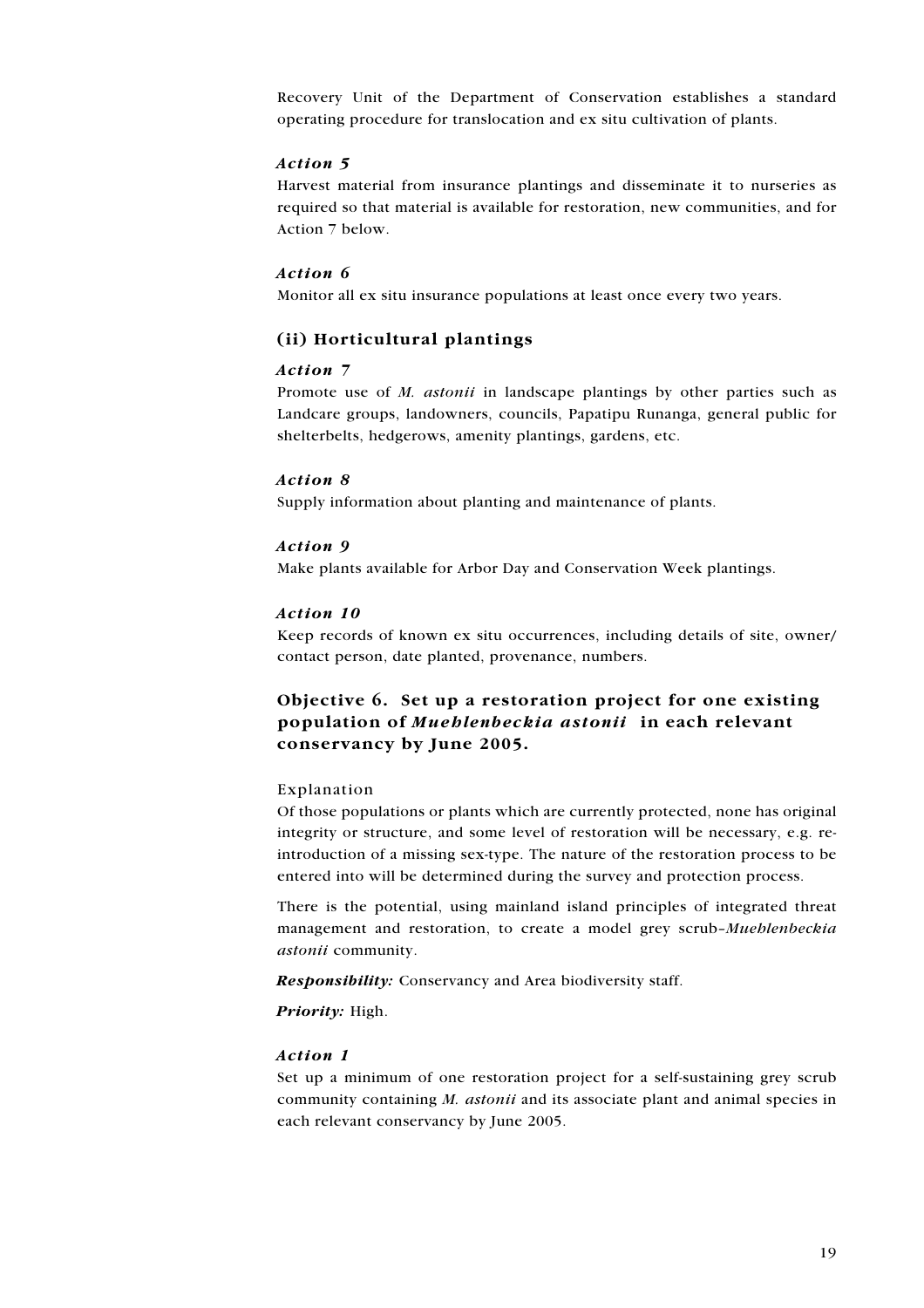Recovery Unit of the Department of Conservation establishes a standard operating procedure for translocation and ex situ cultivation of plants.

#### *Action 5*

Harvest material from insurance plantings and disseminate it to nurseries as required so that material is available for restoration, new communities, and for Action 7 below.

#### *Action 6*

Monitor all ex situ insurance populations at least once every two years.

### (ii) Horticultural plantings

#### *Action 7*

Promote use of *M. astonii* in landscape plantings by other parties such as Landcare groups, landowners, councils, Papatipu Runanga, general public for shelterbelts, hedgerows, amenity plantings, gardens, etc.

#### *Action 8*

Supply information about planting and maintenance of plants.

#### *Action 9*

Make plants available for Arbor Day and Conservation Week plantings.

#### *Action 10*

Keep records of known ex situ occurrences, including details of site, owner/contact person, date planted, provenance, numbers.

## Objective 6. Set up a restoration project for one existing population of *Muehlenbeckia astonii* in each relevant conservancy by June 2005.

Explanation

Of those populations or plants which are currently protected, none has original integrity or structure, and some level of restoration will be necessary, e.g. re-introduction of a missing sex-type. The nature of the restoration process to be entered into will be determined during the survey and protection process.

There is the potential, using mainland island principles of integrated threat management and restoration, to create a model grey scrub–*Muehlenbeckia astonii* community.

***Responsibility:*** Conservancy and Area biodiversity staff.

***Priority:*** High.

#### *Action 1*

Set up a minimum of one restoration project for a self-sustaining grey scrub community containing *M. astonii* and its associate plant and animal species in each relevant conservancy by June 2005.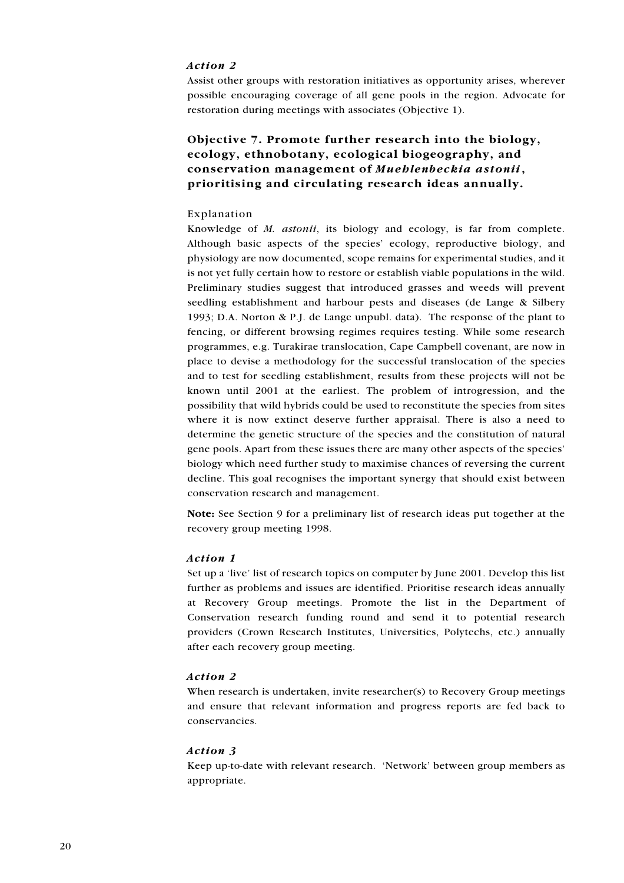### *Action 2*

Assist other groups with restoration initiatives as opportunity arises, wherever possible encouraging coverage of all gene pools in the region. Advocate for restoration during meetings with associates (Objective 1).

## Objective 7. Promote further research into the biology, ecology, ethnobotany, ecological biogeography, and conservation management of *Muehlenbeckia astonii*, prioritising and circulating research ideas annually.

### Explanation

Knowledge of *M. astonii*, its biology and ecology, is far from complete. Although basic aspects of the species' ecology, reproductive biology, and physiology are now documented, scope remains for experimental studies, and it is not yet fully certain how to restore or establish viable populations in the wild. Preliminary studies suggest that introduced grasses and weeds will prevent seedling establishment and harbour pests and diseases (de Lange & Silbery 1993; D.A. Norton & P.J. de Lange unpubl. data). The response of the plant to fencing, or different browsing regimes requires testing. While some research programmes, e.g. Turakirae translocation, Cape Campbell covenant, are now in place to devise a methodology for the successful translocation of the species and to test for seedling establishment, results from these projects will not be known until 2001 at the earliest. The problem of introgression, and the possibility that wild hybrids could be used to reconstitute the species from sites where it is now extinct deserve further appraisal. There is also a need to determine the genetic structure of the species and the constitution of natural gene pools. Apart from these issues there are many other aspects of the species' biology which need further study to maximise chances of reversing the current decline. This goal recognises the important synergy that should exist between conservation research and management.

**Note:** See Section 9 for a preliminary list of research ideas put together at the recovery group meeting 1998.

### *Action 1*

Set up a 'live' list of research topics on computer by June 2001. Develop this list further as problems and issues are identified. Prioritise research ideas annually at Recovery Group meetings. Promote the list in the Department of Conservation research funding round and send it to potential research providers (Crown Research Institutes, Universities, Polytechs, etc.) annually after each recovery group meeting.

### *Action 2*

When research is undertaken, invite researcher(s) to Recovery Group meetings and ensure that relevant information and progress reports are fed back to conservancies.

### *Action 3*

Keep up-to-date with relevant research. 'Network' between group members as appropriate.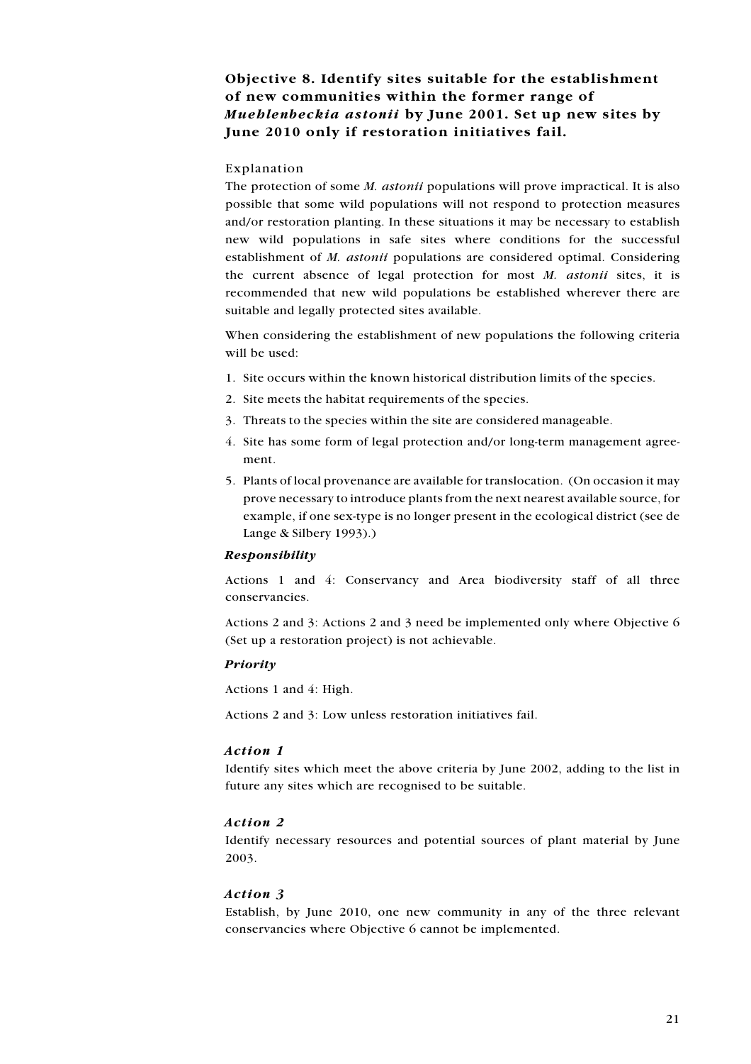## Objective 8. Identify sites suitable for the establishment of new communities within the former range of *Muehlenbeckia astonii* by June 2001. Set up new sites by June 2010 only if restoration initiatives fail.

Explanation

The protection of some *M. astonii* populations will prove impractical. It is also possible that some wild populations will not respond to protection measures and/or restoration planting. In these situations it may be necessary to establish new wild populations in safe sites where conditions for the successful establishment of *M. astonii* populations are considered optimal. Considering the current absence of legal protection for most *M. astonii* sites, it is recommended that new wild populations be established wherever there are suitable and legally protected sites available.

When considering the establishment of new populations the following criteria will be used:

1. Site occurs within the known historical distribution limits of the species.
2. Site meets the habitat requirements of the species.
3. Threats to the species within the site are considered manageable.
4. Site has some form of legal protection and/or long-term management agreement.
5. Plants of local provenance are available for translocation. (On occasion it may prove necessary to introduce plants from the next nearest available source, for example, if one sex-type is no longer present in the ecological district (see de Lange & Silbery 1993).)

***Responsibility***

Actions 1 and 4: Conservancy and Area biodiversity staff of all three conservancies.

Actions 2 and 3: Actions 2 and 3 need be implemented only where Objective 6 (Set up a restoration project) is not achievable.

***Priority***

Actions 1 and 4: High.

Actions 2 and 3: Low unless restoration initiatives fail.

### *Action 1*

Identify sites which meet the above criteria by June 2002, adding to the list in future any sites which are recognised to be suitable.

### *Action 2*

Identify necessary resources and potential sources of plant material by June 2003.

### *Action 3*

Establish, by June 2010, one new community in any of the three relevant conservancies where Objective 6 cannot be implemented.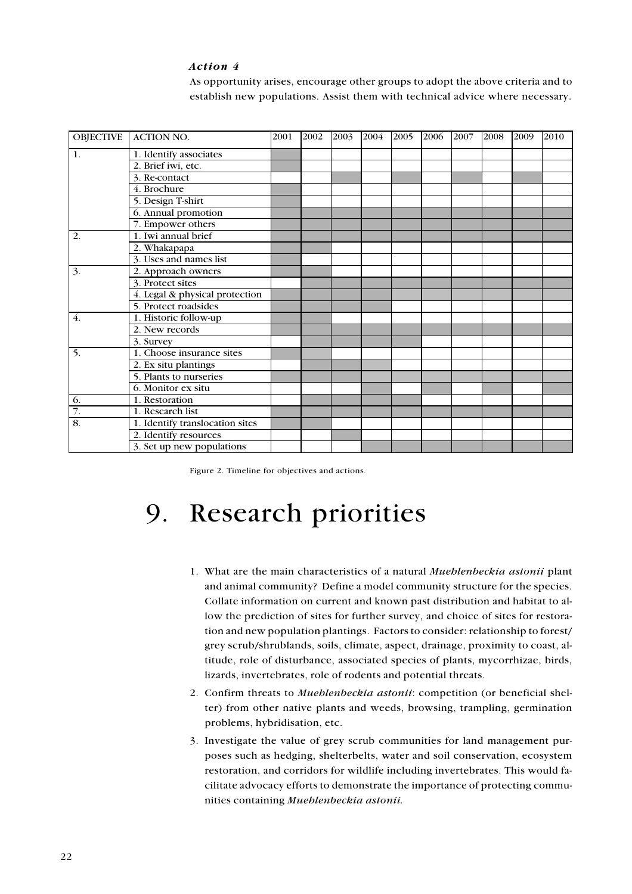*Action 4*

As opportunity arises, encourage other groups to adopt the above criteria and to establish new populations. Assist them with technical advice where necessary.

| OBJECTIVE | ACTION NO. | 2001 | 2002 | 2003 | 2004 | 2005 | 2006 | 2007 | 2008 | 2009 | 2010 |
|---|---|---|---|---|---|---|---|---|---|---|---|
| 1. | 1. Identify associates | ■ | | | | | | | | | |
| | 2. Brief iwi, etc. | ■ | | | | | | | | | |
| | 3. Re-contact | | | ■ | | ■ | | ■ | | ■ | |
| | 4. Brochure | ■ | | | | | | | | | |
| | 5. Design T-shirt | ■ | | | | | | | | | |
| | 6. Annual promotion | ■ | ■ | ■ | ■ | ■ | ■ | ■ | ■ | ■ | ■ |
| | 7. Empower others | ■ | ■ | ■ | ■ | ■ | ■ | ■ | ■ | ■ | ■ |
| 2. | 1. Iwi annual brief | ■ | ■ | ■ | ■ | ■ | ■ | ■ | ■ | ■ | ■ |
| | 2. Whakapapa | ■ | ■ | | | | | | | | |
| | 3. Uses and names list | ■ | | | | | | | | | |
| 3. | 2. Approach owners | ■ | ■ | | | | | | | | |
| | 3. Protect sites | | ■ | ■ | ■ | ■ | ■ | ■ | ■ | ■ | ■ |
| | 4. Legal & physical protection | ■ | ■ | ■ | ■ | ■ | ■ | ■ | ■ | ■ | ■ |
| | 5. Protect roadsides | ■ | ■ | ■ | ■ | | | | | | |
| 4. | 1. Historic follow-up | ■ | ■ | | | | | | | | |
| | 2. New records | ■ | ■ | ■ | ■ | ■ | ■ | ■ | ■ | ■ | ■ |
| | 3. Survey | | ■ | ■ | ■ | ■ | | | | | |
| 5. | 1. Choose insurance sites | ■ | ■ | | | | | | | | |
| | 2. Ex situ plantings | | ■ | ■ | ■ | | | | | | |
| | 5. Plants to nurseries | ■ | ■ | ■ | ■ | ■ | ■ | ■ | ■ | ■ | ■ |
| | 6. Monitor ex situ | | | | ■ | | ■ | | ■ | | ■ |
| 6. | 1. Restoration | | ■ | ■ | ■ | ■ | | | | | |
| 7. | 1. Research list | ■ | ■ | ■ | ■ | ■ | ■ | ■ | ■ | ■ | ■ |
| 8. | 1. Identify translocation sites | ■ | ■ | | | | | | | | |
| | 2. Identify resources | | | ■ | | | | | | | |
| | 3. Set up new populations | | | | ■ | ■ | ■ | ■ | ■ | ■ | ■ |

Figure 2. Timeline for objectives and actions.

# 9. Research priorities

1. What are the main characteristics of a natural *Muehlenbeckia astonii* plant and animal community? Define a model community structure for the species. Collate information on current and known past distribution and habitat to allow the prediction of sites for further survey, and choice of sites for restoration and new population plantings. Factors to consider: relationship to forest/grey scrub/shrublands, soils, climate, aspect, drainage, proximity to coast, altitude, role of disturbance, associated species of plants, mycorrhizae, birds, lizards, invertebrates, role of rodents and potential threats.
2. Confirm threats to *Muehlenbeckia astonii*: competition (or beneficial shelter) from other native plants and weeds, browsing, trampling, germination problems, hybridisation, etc.
3. Investigate the value of grey scrub communities for land management purposes such as hedging, shelterbelts, water and soil conservation, ecosystem restoration, and corridors for wildlife including invertebrates. This would facilitate advocacy efforts to demonstrate the importance of protecting communities containing *Muehlenbeckia astonii.*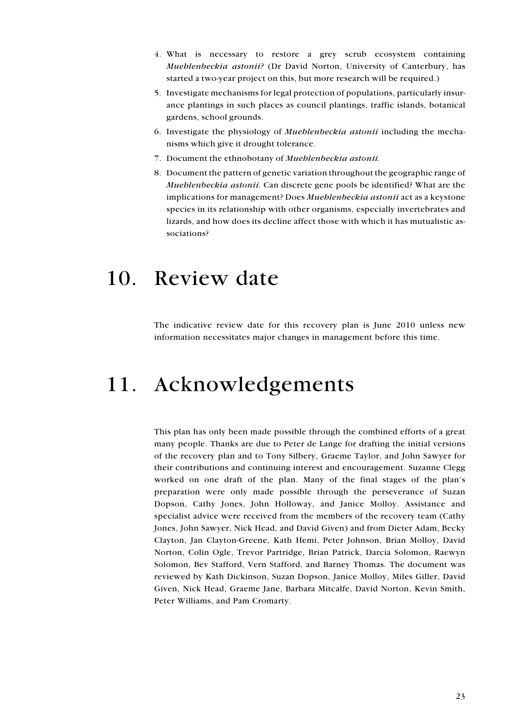4. What is necessary to restore a grey scrub ecosystem containing *Muehlenbeckia astonii?* (Dr David Norton, University of Canterbury, has started a two-year project on this, but more research will be required.)
5. Investigate mechanisms for legal protection of populations, particularly insurance plantings in such places as council plantings, traffic islands, botanical gardens, school grounds.
6. Investigate the physiology of *Muehlenbeckia astonii* including the mechanisms which give it drought tolerance.
7. Document the ethnobotany of *Muehlenbeckia astonii.*
8. Document the pattern of genetic variation throughout the geographic range of *Muehlenbeckia astonii.* Can discrete gene pools be identified? What are the implications for management? Does *Muehlenbeckia astonii* act as a keystone species in its relationship with other organisms, especially invertebrates and lizards, and how does its decline affect those with which it has mutualistic associations?

# 10. Review date

The indicative review date for this recovery plan is June 2010 unless new information necessitates major changes in management before this time.

# 11. Acknowledgements

This plan has only been made possible through the combined efforts of a great many people. Thanks are due to Peter de Lange for drafting the initial versions of the recovery plan and to Tony Silbery, Graeme Taylor, and John Sawyer for their contributions and continuing interest and encouragement. Suzanne Clegg worked on one draft of the plan. Many of the final stages of the plan's preparation were only made possible through the perseverance of Suzan Dopson, Cathy Jones, John Holloway, and Janice Molloy. Assistance and specialist advice were received from the members of the recovery team (Cathy Jones, John Sawyer, Nick Head, and David Given) and from Dieter Adam, Becky Clayton, Jan Clayton-Greene, Kath Hemi, Peter Johnson, Brian Molloy, David Norton, Colin Ogle, Trevor Partridge, Brian Patrick, Darcia Solomon, Raewyn Solomon, Bev Stafford, Vern Stafford, and Barney Thomas. The document was reviewed by Kath Dickinson, Suzan Dopson, Janice Molloy, Miles Giller, David Given, Nick Head, Graeme Jane, Barbara Mitcalfe, David Norton, Kevin Smith, Peter Williams, and Pam Cromarty.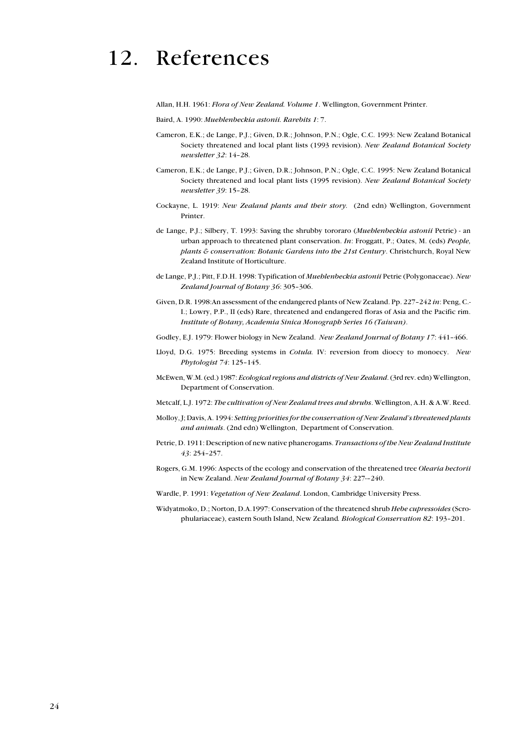# 12. References

Allan, H.H. 1961: *Flora of New Zealand. Volume 1*. Wellington, Government Printer.

Baird, A. 1990: *Muehlenbeckia astonii. Rarebits 1*: 7.

Cameron, E.K.; de Lange, P.J.; Given, D.R.; Johnson, P.N.; Ogle, C.C. 1993: New Zealand Botanical Society threatened and local plant lists (1993 revision). *New Zealand Botanical Society newsletter 32*: 14–28.

Cameron, E.K.; de Lange, P.J.; Given, D.R.; Johnson, P.N.; Ogle, C.C. 1995: New Zealand Botanical Society threatened and local plant lists (1995 revision). *New Zealand Botanical Society newsletter 39*: 15–28.

Cockayne, L. 1919: *New Zealand plants and their story.* (2nd edn) Wellington, Government Printer.

de Lange, P.J.; Silbery, T. 1993: Saving the shrubby tororaro (*Muehlenbeckia astonii* Petrie) - an urban approach to threatened plant conservation. *In*: Froggatt, P.; Oates, M. (eds) *People, plants & conservation: Botanic Gardens into the 21st Century*. Christchurch, Royal New Zealand Institute of Horticulture.

de Lange, P.J.; Pitt, F.D.H. 1998: Typification of *Muehlenbeckia astonii* Petrie (Polygonaceae). *New Zealand Journal of Botany 36*: 305–306.

Given, D.R. 1998:An assessment of the endangered plants of New Zealand. Pp. 227–242 *in*: Peng, C.-I.; Lowry, P.P., II (eds) Rare, threatened and endangered floras of Asia and the Pacific rim. *Institute of Botany, Academia Sinica Monograph Series 16 (Taiwan)*.

Godley, E.J. 1979: Flower biology in New Zealand. *New Zealand Journal of Botany 17*: 441–466.

Lloyd, D.G. 1975: Breeding systems in *Cotula.* IV: reversion from dioecy to monoecy. *New Phytologist 74*: 125–145.

McEwen, W.M. (ed.) 1987: *Ecological regions and districts of New Zealand*. (3rd rev. edn) Wellington, Department of Conservation.

Metcalf, L.J. 1972: *The cultivation of New Zealand trees and shrubs*. Wellington, A.H. & A.W. Reed.

Molloy, J; Davis, A. 1994: *Setting priorities for the conservation of New Zealand's threatened plants and animals*. (2nd edn) Wellington, Department of Conservation.

Petrie, D. 1911: Description of new native phanerogams. *Transactions of the New Zealand Institute 43*: 254–257.

Rogers, G.M. 1996: Aspects of the ecology and conservation of the threatened tree *Olearia hectorii* in New Zealand. *New Zealand Journal of Botany 34*: 227-–240.

Wardle, P. 1991: *Vegetation of New Zealand*. London, Cambridge University Press.

Widyatmoko, D.; Norton, D.A.1997: Conservation of the threatened shrub *Hebe cupressoides* (Scrophulariaceae), eastern South Island, New Zealand*. Biological Conservation 82*: 193–201.